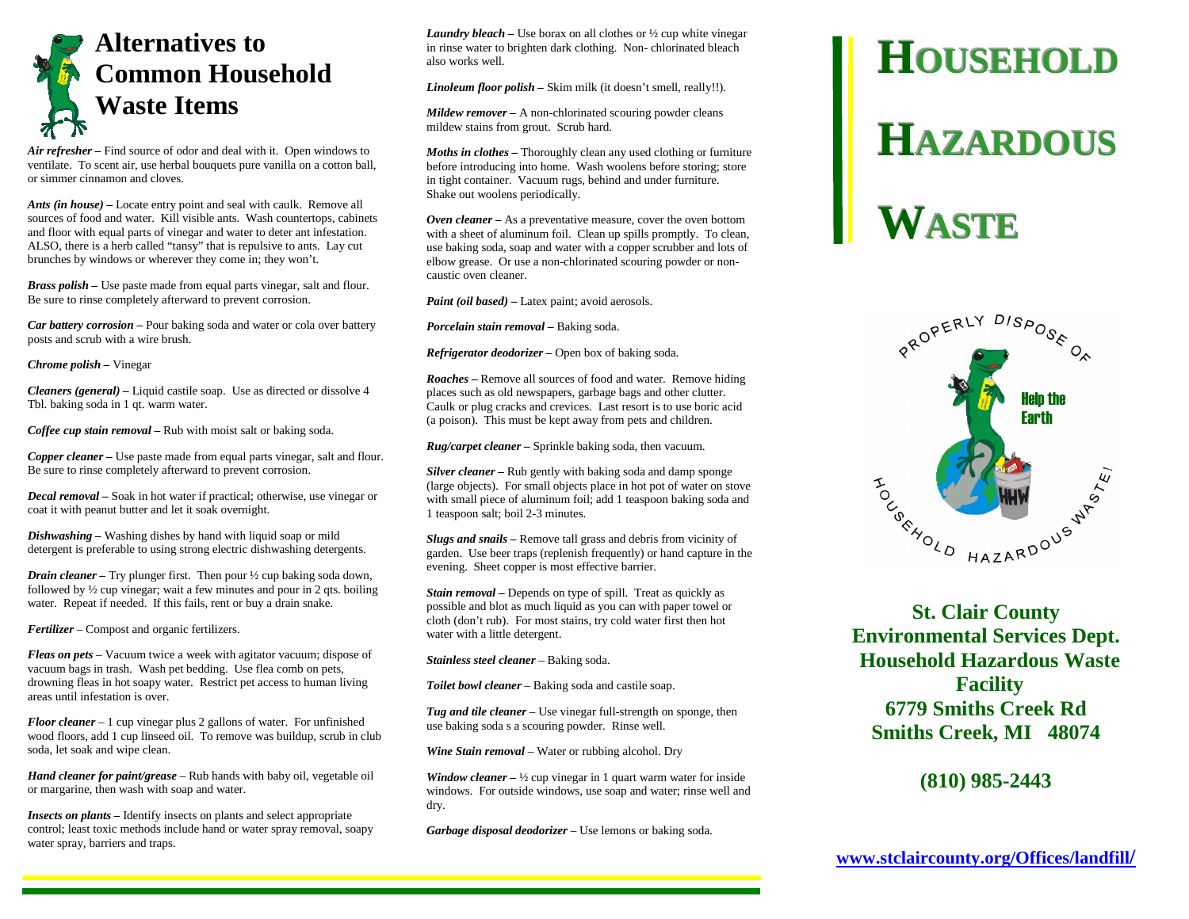# Alternatives to Common Household Waste Items

***Air refresher*** **–** Find source of odor and deal with it. Open windows to ventilate. To scent air, use herbal bouquets pure vanilla on a cotton ball, or simmer cinnamon and cloves.

***Ants (in house)*** **–** Locate entry point and seal with caulk. Remove all sources of food and water. Kill visible ants. Wash countertops, cabinets and floor with equal parts of vinegar and water to deter ant infestation. ALSO, there is a herb called "tansy" that is repulsive to ants. Lay cut brunches by windows or wherever they come in; they won't.

***Brass polish*** **–** Use paste made from equal parts vinegar, salt and flour. Be sure to rinse completely afterward to prevent corrosion.

***Car battery corrosion*** **–** Pour baking soda and water or cola over battery posts and scrub with a wire brush.

***Chrome polish*** **–** Vinegar

***Cleaners (general)*** **–** Liquid castile soap. Use as directed or dissolve 4 Tbl. baking soda in 1 qt. warm water.

***Coffee cup stain removal*** **–** Rub with moist salt or baking soda.

***Copper cleaner*** **–** Use paste made from equal parts vinegar, salt and flour. Be sure to rinse completely afterward to prevent corrosion.

***Decal removal*** **–** Soak in hot water if practical; otherwise, use vinegar or coat it with peanut butter and let it soak overnight.

***Dishwashing*** **–** Washing dishes by hand with liquid soap or mild detergent is preferable to using strong electric dishwashing detergents.

***Drain cleaner*** **–** Try plunger first. Then pour ½ cup baking soda down, followed by ½ cup vinegar; wait a few minutes and pour in 2 qts. boiling water. Repeat if needed. If this fails, rent or buy a drain snake.

***Fertilizer*** – Compost and organic fertilizers.

***Fleas on pets*** – Vacuum twice a week with agitator vacuum; dispose of vacuum bags in trash. Wash pet bedding. Use flea comb on pets, drowning fleas in hot soapy water. Restrict pet access to human living areas until infestation is over.

***Floor cleaner*** – 1 cup vinegar plus 2 gallons of water. For unfinished wood floors, add 1 cup linseed oil. To remove was buildup, scrub in club soda, let soak and wipe clean.

***Hand cleaner for paint/grease*** – Rub hands with baby oil, vegetable oil or margarine, then wash with soap and water.

***Insects on plants*** **–** Identify insects on plants and select appropriate control; least toxic methods include hand or water spray removal, soapy water spray, barriers and traps.

***Laundry bleach*** **–** Use borax on all clothes or ½ cup white vinegar in rinse water to brighten dark clothing. Non- chlorinated bleach also works well.

***Linoleum floor polish*** **–** Skim milk (it doesn't smell, really!!).

***Mildew remover*** **–** A non-chlorinated scouring powder cleans mildew stains from grout. Scrub hard.

***Moths in clothes*** **–** Thoroughly clean any used clothing or furniture before introducing into home. Wash woolens before storing; store in tight container. Vacuum rugs, behind and under furniture. Shake out woolens periodically.

***Oven cleaner*** **–** As a preventative measure, cover the oven bottom with a sheet of aluminum foil. Clean up spills promptly. To clean, use baking soda, soap and water with a copper scrubber and lots of elbow grease. Or use a non-chlorinated scouring powder or non-caustic oven cleaner.

***Paint (oil based)*** **–** Latex paint; avoid aerosols.

***Porcelain stain removal*** **–** Baking soda.

***Refrigerator deodorizer*** **–** Open box of baking soda.

***Roaches*** **–** Remove all sources of food and water. Remove hiding places such as old newspapers, garbage bags and other clutter. Caulk or plug cracks and crevices. Last resort is to use boric acid (a poison). This must be kept away from pets and children.

***Rug/carpet cleaner*** **–** Sprinkle baking soda, then vacuum.

***Silver cleaner*** **–** Rub gently with baking soda and damp sponge (large objects). For small objects place in hot pot of water on stove with small piece of aluminum foil; add 1 teaspoon baking soda and 1 teaspoon salt; boil 2-3 minutes.

***Slugs and snails*** **–** Remove tall grass and debris from vicinity of garden. Use beer traps (replenish frequently) or hand capture in the evening. Sheet copper is most effective barrier.

***Stain removal*** **–** Depends on type of spill. Treat as quickly as possible and blot as much liquid as you can with paper towel or cloth (don't rub). For most stains, try cold water first then hot water with a little detergent.

***Stainless steel cleaner*** – Baking soda.

***Toilet bowl cleaner*** – Baking soda and castile soap.

***Tug and tile cleaner*** – Use vinegar full-strength on sponge, then use baking soda s a scouring powder. Rinse well.

***Wine Stain removal*** – Water or rubbing alcohol. Dry

***Window cleaner*** **–** ½ cup vinegar in 1 quart warm water for inside windows. For outside windows, use soap and water; rinse well and dry.

***Garbage disposal deodorizer*** – Use lemons or baking soda.

# HOUSEHOLD HAZARDOUS WASTE

PROPERLY DISPOSE OF HOUSEHOLD HAZARDOUS WASTE!

Help the Earth

**St. Clair County**
**Environmental Services Dept.**
**Household Hazardous Waste Facility**
**6779 Smiths Creek Rd**
**Smiths Creek, MI 48074**

**(810) 985-2443**

**www.stclaircounty.org/Offices/landfill/**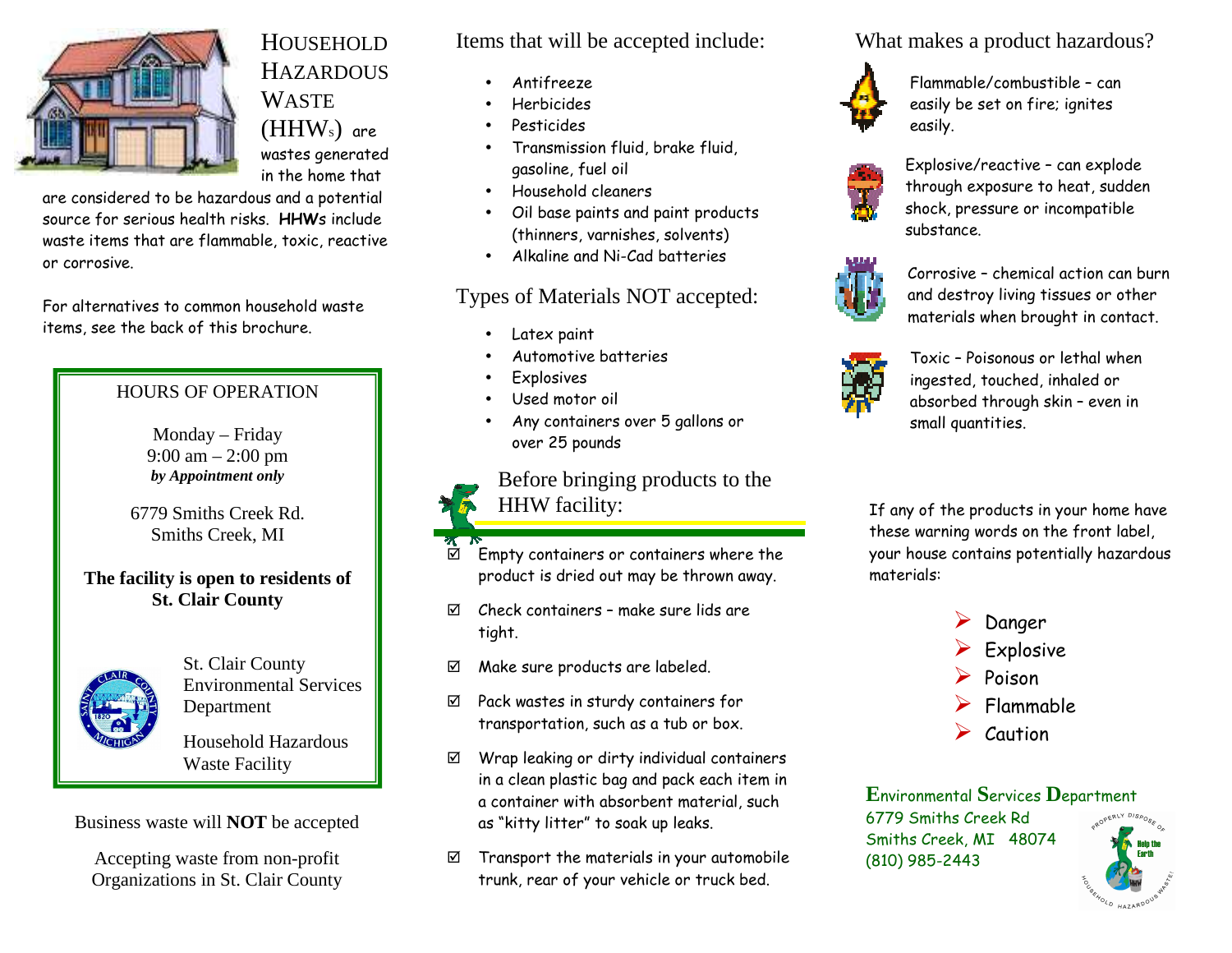# HOUSEHOLD HAZARDOUS WASTE

(HHWs) are wastes generated in the home that are considered to be hazardous and a potential source for serious health risks. **HHWs** include waste items that are flammable, toxic, reactive or corrosive.

For alternatives to common household waste items, see the back of this brochure.

HOURS OF OPERATION

Monday – Friday
9:00 am – 2:00 pm
***by Appointment only***

6779 Smiths Creek Rd.
Smiths Creek, MI

**The facility is open to residents of St. Clair County**

St. Clair County Environmental Services Department

Household Hazardous Waste Facility

Business waste will **NOT** be accepted

Accepting waste from non-profit Organizations in St. Clair County

## Items that will be accepted include:

- Antifreeze
- Herbicides
- Pesticides
- Transmission fluid, brake fluid, gasoline, fuel oil
- Household cleaners
- Oil base paints and paint products (thinners, varnishes, solvents)
- Alkaline and Ni-Cad batteries

## Types of Materials NOT accepted:

- Latex paint
- Automotive batteries
- Explosives
- Used motor oil
- Any containers over 5 gallons or over 25 pounds

## Before bringing products to the HHW facility:

- ☑ Empty containers or containers where the product is dried out may be thrown away.
- ☑ Check containers – make sure lids are tight.
- ☑ Make sure products are labeled.
- ☑ Pack wastes in sturdy containers for transportation, such as a tub or box.
- ☑ Wrap leaking or dirty individual containers in a clean plastic bag and pack each item in a container with absorbent material, such as "kitty litter" to soak up leaks.
- ☑ Transport the materials in your automobile trunk, rear of your vehicle or truck bed.

## What makes a product hazardous?

Flammable/combustible – can easily be set on fire; ignites easily.

Explosive/reactive – can explode through exposure to heat, sudden shock, pressure or incompatible substance.

Corrosive – chemical action can burn and destroy living tissues or other materials when brought in contact.

Toxic – Poisonous or lethal when ingested, touched, inhaled or absorbed through skin – even in small quantities.

If any of the products in your home have these warning words on the front label, your house contains potentially hazardous materials:

- Danger
- Explosive
- Poison
- Flammable
- Caution

**E**nvironmental **S**ervices **D**epartment
6779 Smiths Creek Rd
Smiths Creek, MI 48074
(810) 985-2443